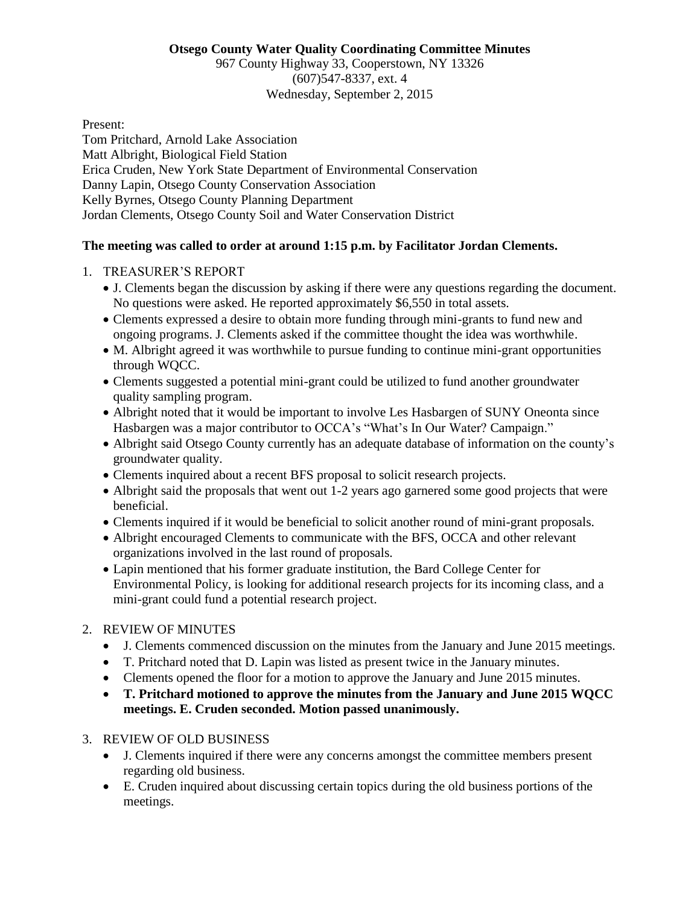# Otsego County Water Quality Coordinating Committee Minutes

967 County Highway 33, Cooperstown, NY 13326
(607)547-8337, ext. 4
Wednesday, September 2, 2015

Present:
Tom Pritchard, Arnold Lake Association
Matt Albright, Biological Field Station
Erica Cruden, New York State Department of Environmental Conservation
Danny Lapin, Otsego County Conservation Association
Kelly Byrnes, Otsego County Planning Department
Jordan Clements, Otsego County Soil and Water Conservation District

**The meeting was called to order at around 1:15 p.m. by Facilitator Jordan Clements.**

1. TREASURER'S REPORT
   - J. Clements began the discussion by asking if there were any questions regarding the document. No questions were asked. He reported approximately $6,550 in total assets.
   - Clements expressed a desire to obtain more funding through mini-grants to fund new and ongoing programs. J. Clements asked if the committee thought the idea was worthwhile.
   - M. Albright agreed it was worthwhile to pursue funding to continue mini-grant opportunities through WQCC.
   - Clements suggested a potential mini-grant could be utilized to fund another groundwater quality sampling program.
   - Albright noted that it would be important to involve Les Hasbargen of SUNY Oneonta since Hasbargen was a major contributor to OCCA's "What's In Our Water? Campaign."
   - Albright said Otsego County currently has an adequate database of information on the county's groundwater quality.
   - Clements inquired about a recent BFS proposal to solicit research projects.
   - Albright said the proposals that went out 1-2 years ago garnered some good projects that were beneficial.
   - Clements inquired if it would be beneficial to solicit another round of mini-grant proposals.
   - Albright encouraged Clements to communicate with the BFS, OCCA and other relevant organizations involved in the last round of proposals.
   - Lapin mentioned that his former graduate institution, the Bard College Center for Environmental Policy, is looking for additional research projects for its incoming class, and a mini-grant could fund a potential research project.

2. REVIEW OF MINUTES
   - J. Clements commenced discussion on the minutes from the January and June 2015 meetings.
   - T. Pritchard noted that D. Lapin was listed as present twice in the January minutes.
   - Clements opened the floor for a motion to approve the January and June 2015 minutes.
   - **T. Pritchard motioned to approve the minutes from the January and June 2015 WQCC meetings. E. Cruden seconded. Motion passed unanimously.**

3. REVIEW OF OLD BUSINESS
   - J. Clements inquired if there were any concerns amongst the committee members present regarding old business.
   - E. Cruden inquired about discussing certain topics during the old business portions of the meetings.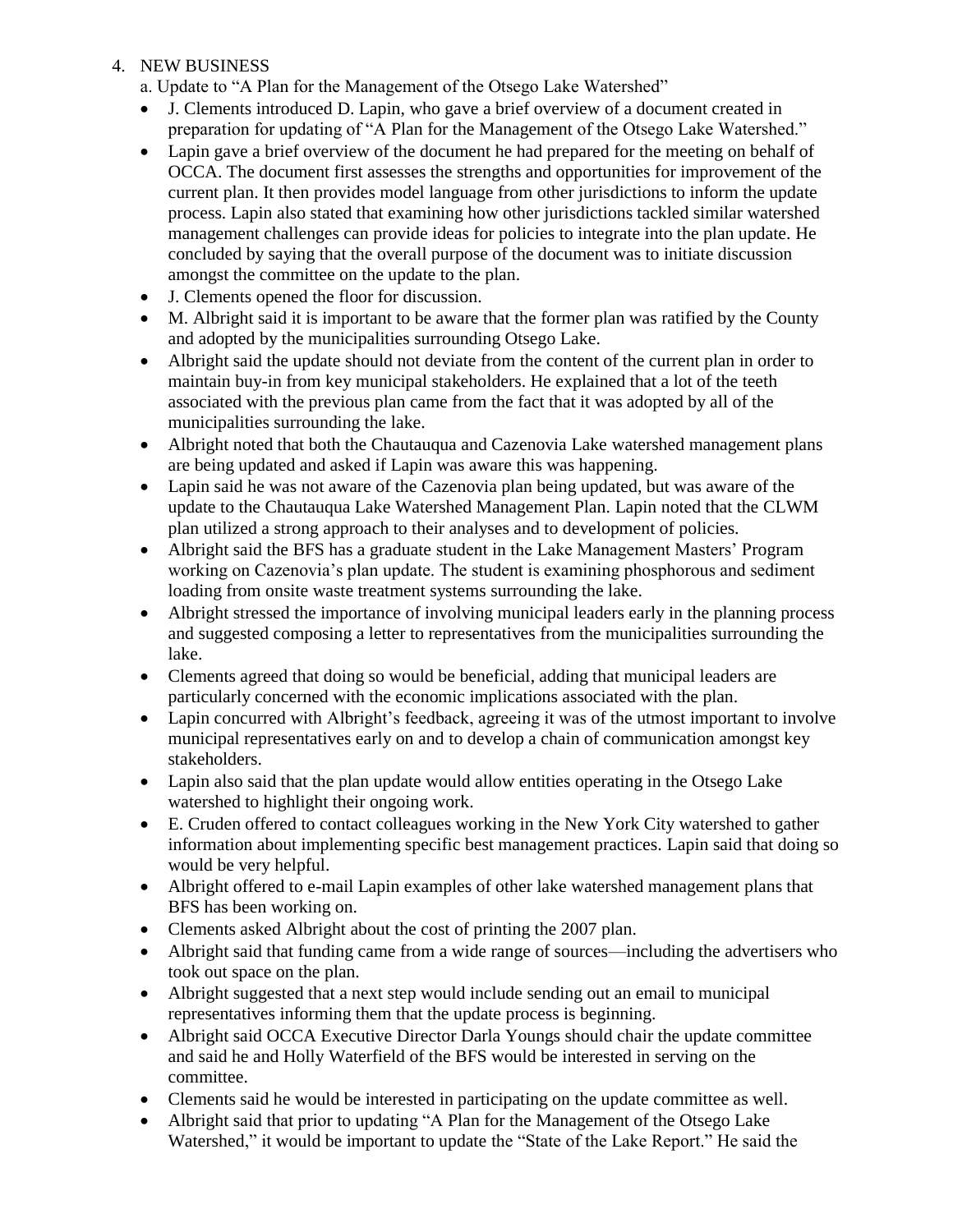4. NEW BUSINESS

a. Update to "A Plan for the Management of the Otsego Lake Watershed"

- J. Clements introduced D. Lapin, who gave a brief overview of a document created in preparation for updating of "A Plan for the Management of the Otsego Lake Watershed."
- Lapin gave a brief overview of the document he had prepared for the meeting on behalf of OCCA. The document first assesses the strengths and opportunities for improvement of the current plan. It then provides model language from other jurisdictions to inform the update process. Lapin also stated that examining how other jurisdictions tackled similar watershed management challenges can provide ideas for policies to integrate into the plan update. He concluded by saying that the overall purpose of the document was to initiate discussion amongst the committee on the update to the plan.
- J. Clements opened the floor for discussion.
- M. Albright said it is important to be aware that the former plan was ratified by the County and adopted by the municipalities surrounding Otsego Lake.
- Albright said the update should not deviate from the content of the current plan in order to maintain buy-in from key municipal stakeholders. He explained that a lot of the teeth associated with the previous plan came from the fact that it was adopted by all of the municipalities surrounding the lake.
- Albright noted that both the Chautauqua and Cazenovia Lake watershed management plans are being updated and asked if Lapin was aware this was happening.
- Lapin said he was not aware of the Cazenovia plan being updated, but was aware of the update to the Chautauqua Lake Watershed Management Plan. Lapin noted that the CLWM plan utilized a strong approach to their analyses and to development of policies.
- Albright said the BFS has a graduate student in the Lake Management Masters' Program working on Cazenovia's plan update. The student is examining phosphorous and sediment loading from onsite waste treatment systems surrounding the lake.
- Albright stressed the importance of involving municipal leaders early in the planning process and suggested composing a letter to representatives from the municipalities surrounding the lake.
- Clements agreed that doing so would be beneficial, adding that municipal leaders are particularly concerned with the economic implications associated with the plan.
- Lapin concurred with Albright's feedback, agreeing it was of the utmost important to involve municipal representatives early on and to develop a chain of communication amongst key stakeholders.
- Lapin also said that the plan update would allow entities operating in the Otsego Lake watershed to highlight their ongoing work.
- E. Cruden offered to contact colleagues working in the New York City watershed to gather information about implementing specific best management practices. Lapin said that doing so would be very helpful.
- Albright offered to e-mail Lapin examples of other lake watershed management plans that BFS has been working on.
- Clements asked Albright about the cost of printing the 2007 plan.
- Albright said that funding came from a wide range of sources—including the advertisers who took out space on the plan.
- Albright suggested that a next step would include sending out an email to municipal representatives informing them that the update process is beginning.
- Albright said OCCA Executive Director Darla Youngs should chair the update committee and said he and Holly Waterfield of the BFS would be interested in serving on the committee.
- Clements said he would be interested in participating on the update committee as well.
- Albright said that prior to updating "A Plan for the Management of the Otsego Lake Watershed," it would be important to update the "State of the Lake Report." He said the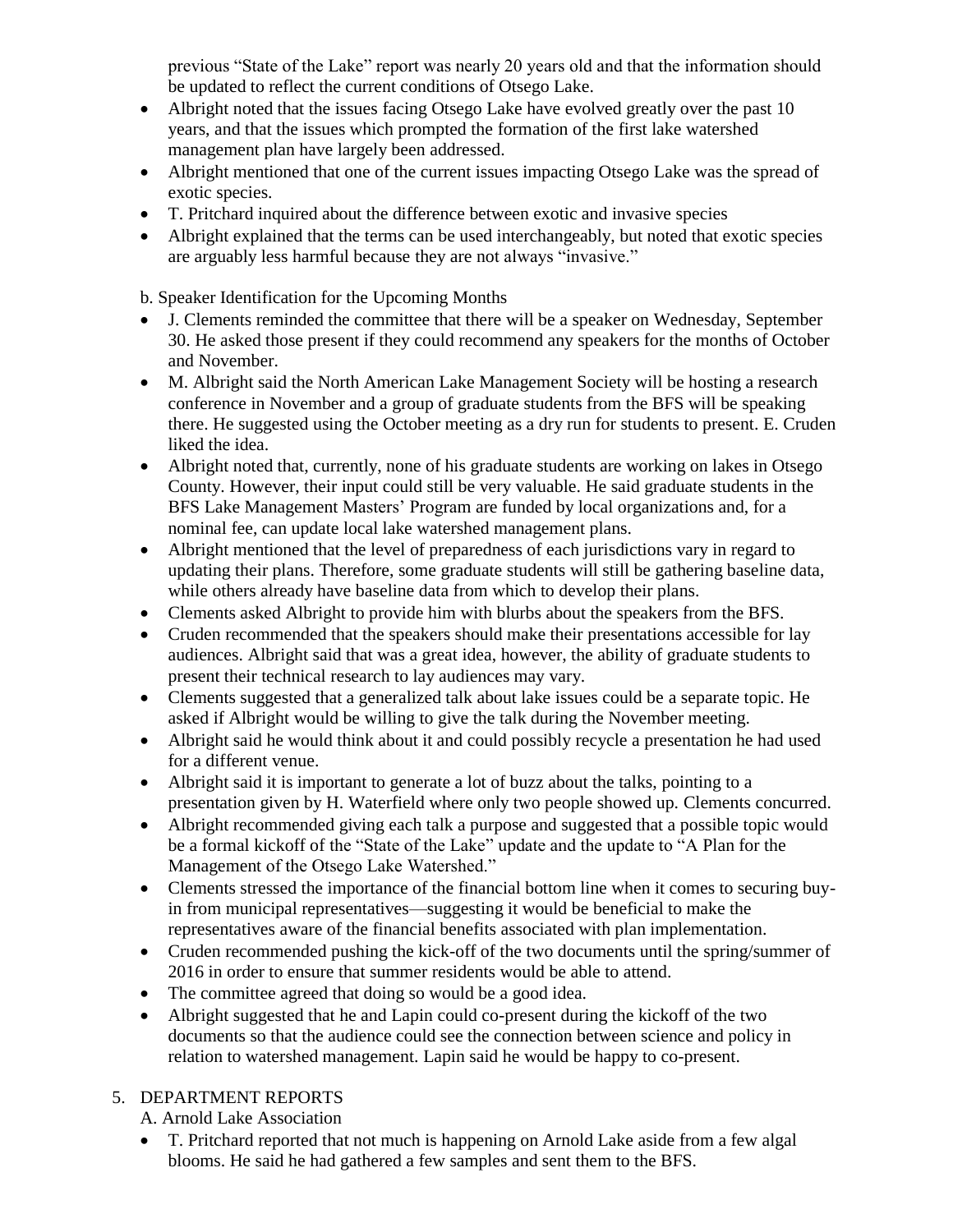previous "State of the Lake" report was nearly 20 years old and that the information should be updated to reflect the current conditions of Otsego Lake.

- Albright noted that the issues facing Otsego Lake have evolved greatly over the past 10 years, and that the issues which prompted the formation of the first lake watershed management plan have largely been addressed.
- Albright mentioned that one of the current issues impacting Otsego Lake was the spread of exotic species.
- T. Pritchard inquired about the difference between exotic and invasive species
- Albright explained that the terms can be used interchangeably, but noted that exotic species are arguably less harmful because they are not always "invasive."

b. Speaker Identification for the Upcoming Months

- J. Clements reminded the committee that there will be a speaker on Wednesday, September 30. He asked those present if they could recommend any speakers for the months of October and November.
- M. Albright said the North American Lake Management Society will be hosting a research conference in November and a group of graduate students from the BFS will be speaking there. He suggested using the October meeting as a dry run for students to present. E. Cruden liked the idea.
- Albright noted that, currently, none of his graduate students are working on lakes in Otsego County. However, their input could still be very valuable. He said graduate students in the BFS Lake Management Masters' Program are funded by local organizations and, for a nominal fee, can update local lake watershed management plans.
- Albright mentioned that the level of preparedness of each jurisdictions vary in regard to updating their plans. Therefore, some graduate students will still be gathering baseline data, while others already have baseline data from which to develop their plans.
- Clements asked Albright to provide him with blurbs about the speakers from the BFS.
- Cruden recommended that the speakers should make their presentations accessible for lay audiences. Albright said that was a great idea, however, the ability of graduate students to present their technical research to lay audiences may vary.
- Clements suggested that a generalized talk about lake issues could be a separate topic. He asked if Albright would be willing to give the talk during the November meeting.
- Albright said he would think about it and could possibly recycle a presentation he had used for a different venue.
- Albright said it is important to generate a lot of buzz about the talks, pointing to a presentation given by H. Waterfield where only two people showed up. Clements concurred.
- Albright recommended giving each talk a purpose and suggested that a possible topic would be a formal kickoff of the "State of the Lake" update and the update to "A Plan for the Management of the Otsego Lake Watershed."
- Clements stressed the importance of the financial bottom line when it comes to securing buy-in from municipal representatives—suggesting it would be beneficial to make the representatives aware of the financial benefits associated with plan implementation.
- Cruden recommended pushing the kick-off of the two documents until the spring/summer of 2016 in order to ensure that summer residents would be able to attend.
- The committee agreed that doing so would be a good idea.
- Albright suggested that he and Lapin could co-present during the kickoff of the two documents so that the audience could see the connection between science and policy in relation to watershed management. Lapin said he would be happy to co-present.

5. DEPARTMENT REPORTS

A. Arnold Lake Association

- T. Pritchard reported that not much is happening on Arnold Lake aside from a few algal blooms. He said he had gathered a few samples and sent them to the BFS.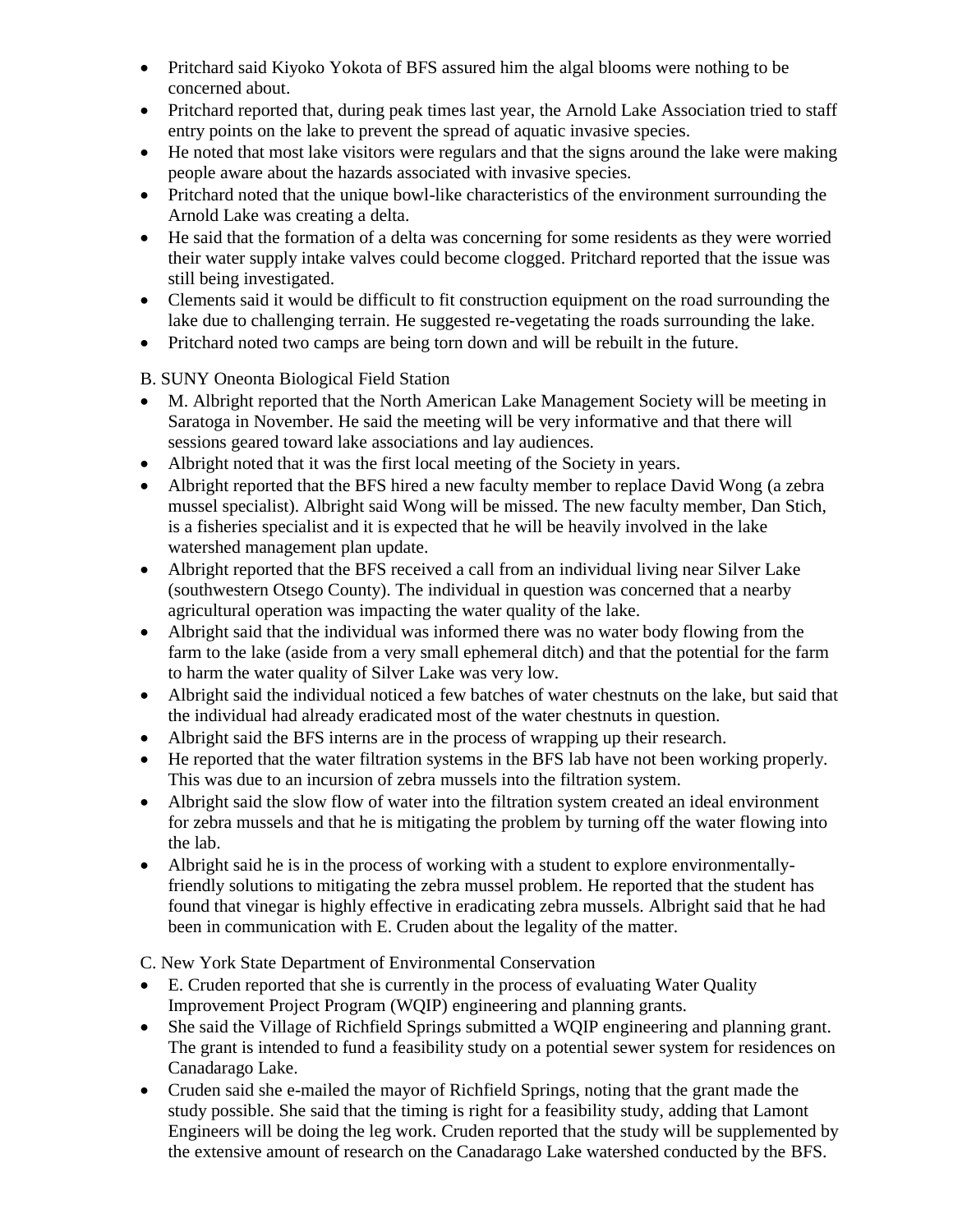- Pritchard said Kiyoko Yokota of BFS assured him the algal blooms were nothing to be concerned about.
- Pritchard reported that, during peak times last year, the Arnold Lake Association tried to staff entry points on the lake to prevent the spread of aquatic invasive species.
- He noted that most lake visitors were regulars and that the signs around the lake were making people aware about the hazards associated with invasive species.
- Pritchard noted that the unique bowl-like characteristics of the environment surrounding the Arnold Lake was creating a delta.
- He said that the formation of a delta was concerning for some residents as they were worried their water supply intake valves could become clogged. Pritchard reported that the issue was still being investigated.
- Clements said it would be difficult to fit construction equipment on the road surrounding the lake due to challenging terrain. He suggested re-vegetating the roads surrounding the lake.
- Pritchard noted two camps are being torn down and will be rebuilt in the future.

B. SUNY Oneonta Biological Field Station

- M. Albright reported that the North American Lake Management Society will be meeting in Saratoga in November. He said the meeting will be very informative and that there will sessions geared toward lake associations and lay audiences.
- Albright noted that it was the first local meeting of the Society in years.
- Albright reported that the BFS hired a new faculty member to replace David Wong (a zebra mussel specialist). Albright said Wong will be missed. The new faculty member, Dan Stich, is a fisheries specialist and it is expected that he will be heavily involved in the lake watershed management plan update.
- Albright reported that the BFS received a call from an individual living near Silver Lake (southwestern Otsego County). The individual in question was concerned that a nearby agricultural operation was impacting the water quality of the lake.
- Albright said that the individual was informed there was no water body flowing from the farm to the lake (aside from a very small ephemeral ditch) and that the potential for the farm to harm the water quality of Silver Lake was very low.
- Albright said the individual noticed a few batches of water chestnuts on the lake, but said that the individual had already eradicated most of the water chestnuts in question.
- Albright said the BFS interns are in the process of wrapping up their research.
- He reported that the water filtration systems in the BFS lab have not been working properly. This was due to an incursion of zebra mussels into the filtration system.
- Albright said the slow flow of water into the filtration system created an ideal environment for zebra mussels and that he is mitigating the problem by turning off the water flowing into the lab.
- Albright said he is in the process of working with a student to explore environmentally-friendly solutions to mitigating the zebra mussel problem. He reported that the student has found that vinegar is highly effective in eradicating zebra mussels. Albright said that he had been in communication with E. Cruden about the legality of the matter.

C. New York State Department of Environmental Conservation

- E. Cruden reported that she is currently in the process of evaluating Water Quality Improvement Project Program (WQIP) engineering and planning grants.
- She said the Village of Richfield Springs submitted a WQIP engineering and planning grant. The grant is intended to fund a feasibility study on a potential sewer system for residences on Canadarago Lake.
- Cruden said she e-mailed the mayor of Richfield Springs, noting that the grant made the study possible. She said that the timing is right for a feasibility study, adding that Lamont Engineers will be doing the leg work. Cruden reported that the study will be supplemented by the extensive amount of research on the Canadarago Lake watershed conducted by the BFS.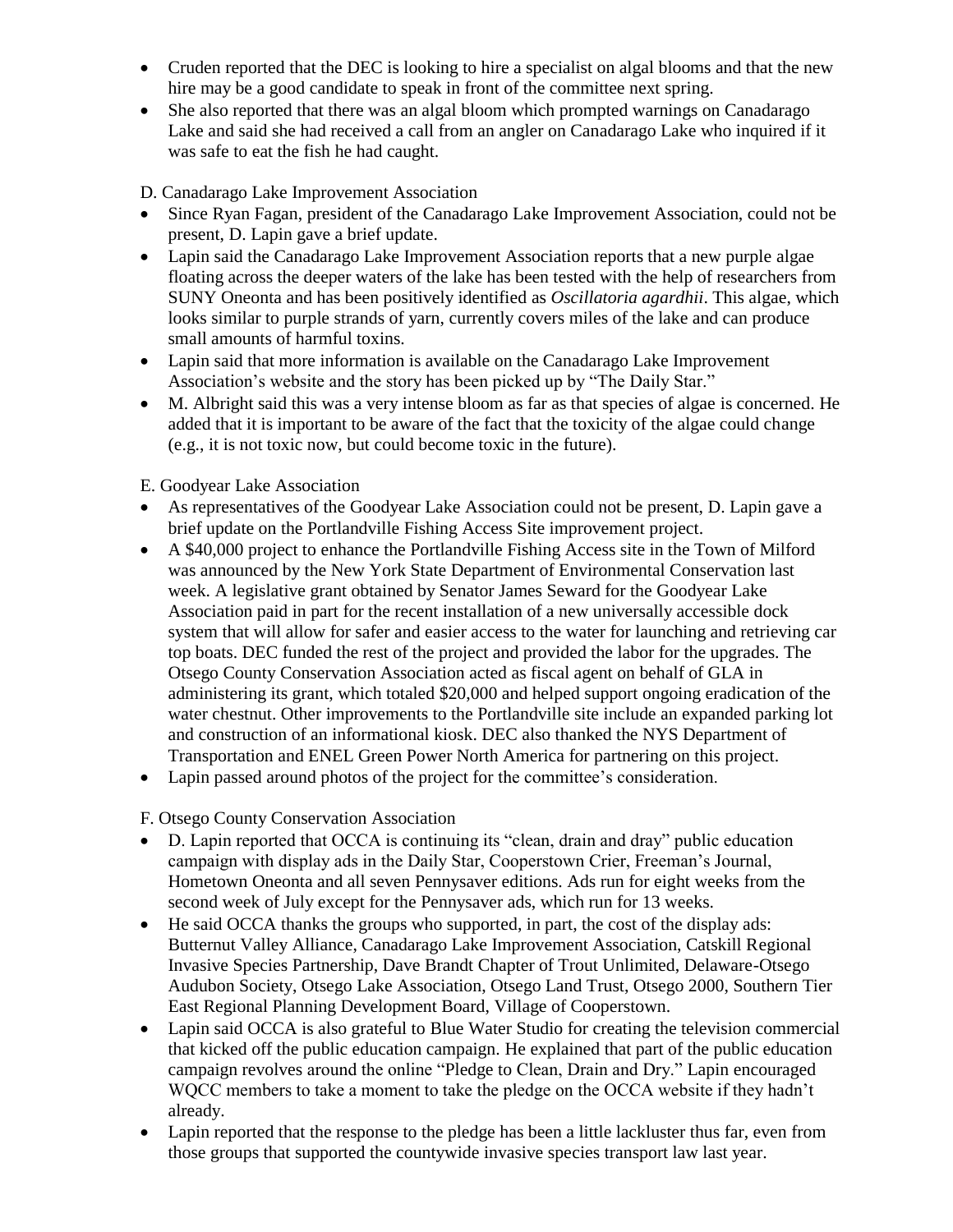- Cruden reported that the DEC is looking to hire a specialist on algal blooms and that the new hire may be a good candidate to speak in front of the committee next spring.
- She also reported that there was an algal bloom which prompted warnings on Canadarago Lake and said she had received a call from an angler on Canadarago Lake who inquired if it was safe to eat the fish he had caught.

D. Canadarago Lake Improvement Association

- Since Ryan Fagan, president of the Canadarago Lake Improvement Association, could not be present, D. Lapin gave a brief update.
- Lapin said the Canadarago Lake Improvement Association reports that a new purple algae floating across the deeper waters of the lake has been tested with the help of researchers from SUNY Oneonta and has been positively identified as *Oscillatoria agardhii*. This algae, which looks similar to purple strands of yarn, currently covers miles of the lake and can produce small amounts of harmful toxins.
- Lapin said that more information is available on the Canadarago Lake Improvement Association's website and the story has been picked up by "The Daily Star."
- M. Albright said this was a very intense bloom as far as that species of algae is concerned. He added that it is important to be aware of the fact that the toxicity of the algae could change (e.g., it is not toxic now, but could become toxic in the future).

E. Goodyear Lake Association

- As representatives of the Goodyear Lake Association could not be present, D. Lapin gave a brief update on the Portlandville Fishing Access Site improvement project.
- A $40,000 project to enhance the Portlandville Fishing Access site in the Town of Milford was announced by the New York State Department of Environmental Conservation last week. A legislative grant obtained by Senator James Seward for the Goodyear Lake Association paid in part for the recent installation of a new universally accessible dock system that will allow for safer and easier access to the water for launching and retrieving car top boats. DEC funded the rest of the project and provided the labor for the upgrades. The Otsego County Conservation Association acted as fiscal agent on behalf of GLA in administering its grant, which totaled $20,000 and helped support ongoing eradication of the water chestnut. Other improvements to the Portlandville site include an expanded parking lot and construction of an informational kiosk. DEC also thanked the NYS Department of Transportation and ENEL Green Power North America for partnering on this project.
- Lapin passed around photos of the project for the committee's consideration.

F. Otsego County Conservation Association

- D. Lapin reported that OCCA is continuing its "clean, drain and dray" public education campaign with display ads in the Daily Star, Cooperstown Crier, Freeman's Journal, Hometown Oneonta and all seven Pennysaver editions. Ads run for eight weeks from the second week of July except for the Pennysaver ads, which run for 13 weeks.
- He said OCCA thanks the groups who supported, in part, the cost of the display ads: Butternut Valley Alliance, Canadarago Lake Improvement Association, Catskill Regional Invasive Species Partnership, Dave Brandt Chapter of Trout Unlimited, Delaware-Otsego Audubon Society, Otsego Lake Association, Otsego Land Trust, Otsego 2000, Southern Tier East Regional Planning Development Board, Village of Cooperstown.
- Lapin said OCCA is also grateful to Blue Water Studio for creating the television commercial that kicked off the public education campaign. He explained that part of the public education campaign revolves around the online "Pledge to Clean, Drain and Dry." Lapin encouraged WQCC members to take a moment to take the pledge on the OCCA website if they hadn't already.
- Lapin reported that the response to the pledge has been a little lackluster thus far, even from those groups that supported the countywide invasive species transport law last year.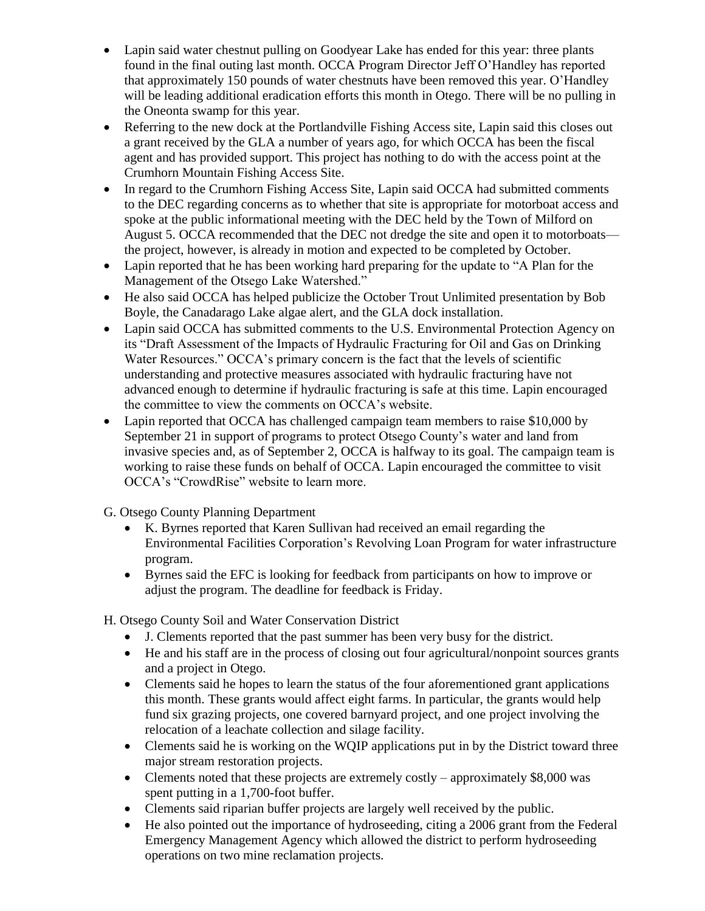- Lapin said water chestnut pulling on Goodyear Lake has ended for this year: three plants found in the final outing last month. OCCA Program Director Jeff O'Handley has reported that approximately 150 pounds of water chestnuts have been removed this year. O'Handley will be leading additional eradication efforts this month in Otego. There will be no pulling in the Oneonta swamp for this year.
- Referring to the new dock at the Portlandville Fishing Access site, Lapin said this closes out a grant received by the GLA a number of years ago, for which OCCA has been the fiscal agent and has provided support. This project has nothing to do with the access point at the Crumhorn Mountain Fishing Access Site.
- In regard to the Crumhorn Fishing Access Site, Lapin said OCCA had submitted comments to the DEC regarding concerns as to whether that site is appropriate for motorboat access and spoke at the public informational meeting with the DEC held by the Town of Milford on August 5. OCCA recommended that the DEC not dredge the site and open it to motorboats—the project, however, is already in motion and expected to be completed by October.
- Lapin reported that he has been working hard preparing for the update to "A Plan for the Management of the Otsego Lake Watershed."
- He also said OCCA has helped publicize the October Trout Unlimited presentation by Bob Boyle, the Canadarago Lake algae alert, and the GLA dock installation.
- Lapin said OCCA has submitted comments to the U.S. Environmental Protection Agency on its "Draft Assessment of the Impacts of Hydraulic Fracturing for Oil and Gas on Drinking Water Resources." OCCA's primary concern is the fact that the levels of scientific understanding and protective measures associated with hydraulic fracturing have not advanced enough to determine if hydraulic fracturing is safe at this time. Lapin encouraged the committee to view the comments on OCCA's website.
- Lapin reported that OCCA has challenged campaign team members to raise $10,000 by September 21 in support of programs to protect Otsego County's water and land from invasive species and, as of September 2, OCCA is halfway to its goal. The campaign team is working to raise these funds on behalf of OCCA. Lapin encouraged the committee to visit OCCA's "CrowdRise" website to learn more.

G. Otsego County Planning Department

- K. Byrnes reported that Karen Sullivan had received an email regarding the Environmental Facilities Corporation's Revolving Loan Program for water infrastructure program.
- Byrnes said the EFC is looking for feedback from participants on how to improve or adjust the program. The deadline for feedback is Friday.

H. Otsego County Soil and Water Conservation District

- J. Clements reported that the past summer has been very busy for the district.
- He and his staff are in the process of closing out four agricultural/nonpoint sources grants and a project in Otego.
- Clements said he hopes to learn the status of the four aforementioned grant applications this month. These grants would affect eight farms. In particular, the grants would help fund six grazing projects, one covered barnyard project, and one project involving the relocation of a leachate collection and silage facility.
- Clements said he is working on the WQIP applications put in by the District toward three major stream restoration projects.
- Clements noted that these projects are extremely costly – approximately $8,000 was spent putting in a 1,700-foot buffer.
- Clements said riparian buffer projects are largely well received by the public.
- He also pointed out the importance of hydroseeding, citing a 2006 grant from the Federal Emergency Management Agency which allowed the district to perform hydroseeding operations on two mine reclamation projects.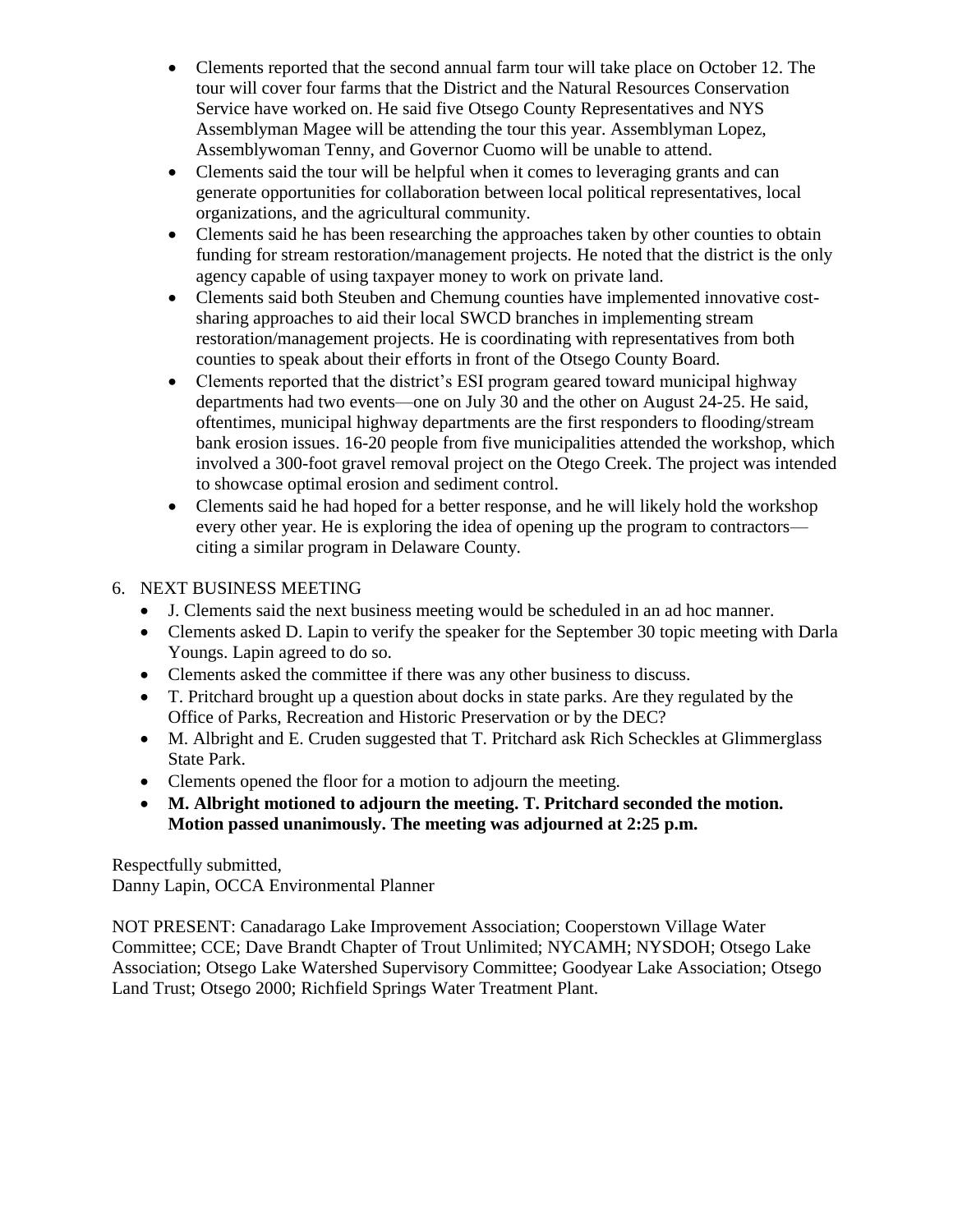- Clements reported that the second annual farm tour will take place on October 12. The tour will cover four farms that the District and the Natural Resources Conservation Service have worked on. He said five Otsego County Representatives and NYS Assemblyman Magee will be attending the tour this year. Assemblyman Lopez, Assemblywoman Tenny, and Governor Cuomo will be unable to attend.
- Clements said the tour will be helpful when it comes to leveraging grants and can generate opportunities for collaboration between local political representatives, local organizations, and the agricultural community.
- Clements said he has been researching the approaches taken by other counties to obtain funding for stream restoration/management projects. He noted that the district is the only agency capable of using taxpayer money to work on private land.
- Clements said both Steuben and Chemung counties have implemented innovative cost-sharing approaches to aid their local SWCD branches in implementing stream restoration/management projects. He is coordinating with representatives from both counties to speak about their efforts in front of the Otsego County Board.
- Clements reported that the district's ESI program geared toward municipal highway departments had two events—one on July 30 and the other on August 24-25. He said, oftentimes, municipal highway departments are the first responders to flooding/stream bank erosion issues. 16-20 people from five municipalities attended the workshop, which involved a 300-foot gravel removal project on the Otego Creek. The project was intended to showcase optimal erosion and sediment control.
- Clements said he had hoped for a better response, and he will likely hold the workshop every other year. He is exploring the idea of opening up the program to contractors—citing a similar program in Delaware County.

6. NEXT BUSINESS MEETING
   - J. Clements said the next business meeting would be scheduled in an ad hoc manner.
   - Clements asked D. Lapin to verify the speaker for the September 30 topic meeting with Darla Youngs. Lapin agreed to do so.
   - Clements asked the committee if there was any other business to discuss.
   - T. Pritchard brought up a question about docks in state parks. Are they regulated by the Office of Parks, Recreation and Historic Preservation or by the DEC?
   - M. Albright and E. Cruden suggested that T. Pritchard ask Rich Scheckles at Glimmerglass State Park.
   - Clements opened the floor for a motion to adjourn the meeting.
   - **M. Albright motioned to adjourn the meeting. T. Pritchard seconded the motion. Motion passed unanimously. The meeting was adjourned at 2:25 p.m.**

Respectfully submitted,
Danny Lapin, OCCA Environmental Planner

NOT PRESENT: Canadarago Lake Improvement Association; Cooperstown Village Water Committee; CCE; Dave Brandt Chapter of Trout Unlimited; NYCAMH; NYSDOH; Otsego Lake Association; Otsego Lake Watershed Supervisory Committee; Goodyear Lake Association; Otsego Land Trust; Otsego 2000; Richfield Springs Water Treatment Plant.